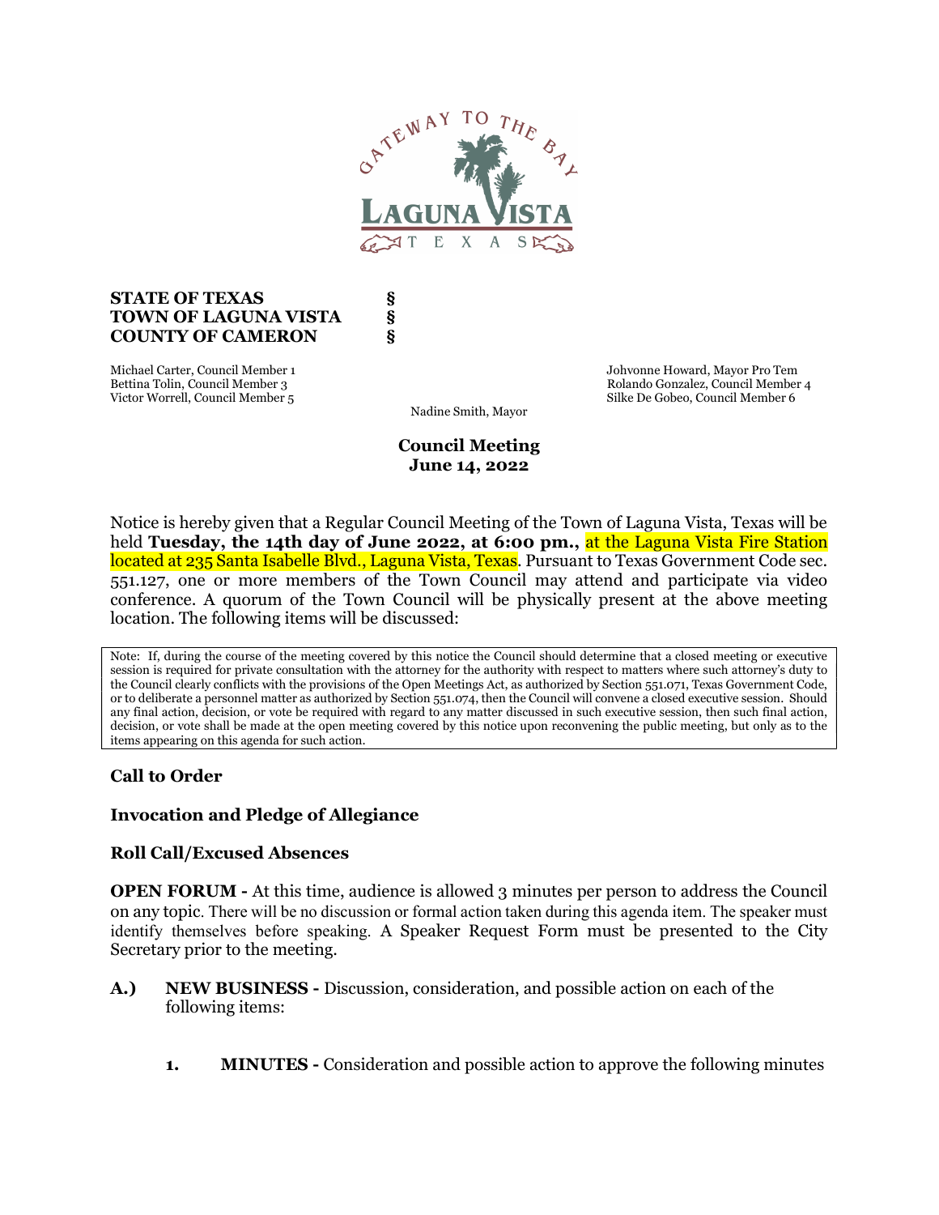**STATE OF TEXAS §**
**TOWN OF LAGUNA VISTA §**
**COUNTY OF CAMERON §**

Michael Carter, Council Member 1
Bettina Tolin, Council Member 3
Victor Worrell, Council Member 5

Johvonne Howard, Mayor Pro Tem
Rolando Gonzalez, Council Member 4
Silke De Gobeo, Council Member 6

Nadine Smith, Mayor

**Council Meeting**
**June 14, 2022**

Notice is hereby given that a Regular Council Meeting of the Town of Laguna Vista, Texas will be held **Tuesday, the 14th day of June 2022, at 6:00 pm.,** at the Laguna Vista Fire Station located at 235 Santa Isabelle Blvd., Laguna Vista, Texas. Pursuant to Texas Government Code sec. 551.127, one or more members of the Town Council may attend and participate via video conference. A quorum of the Town Council will be physically present at the above meeting location. The following items will be discussed:

Note: If, during the course of the meeting covered by this notice the Council should determine that a closed meeting or executive session is required for private consultation with the attorney for the authority with respect to matters where such attorney's duty to the Council clearly conflicts with the provisions of the Open Meetings Act, as authorized by Section 551.071, Texas Government Code, or to deliberate a personnel matter as authorized by Section 551.074, then the Council will convene a closed executive session. Should any final action, decision, or vote be required with regard to any matter discussed in such executive session, then such final action, decision, or vote shall be made at the open meeting covered by this notice upon reconvening the public meeting, but only as to the items appearing on this agenda for such action.

**Call to Order**

**Invocation and Pledge of Allegiance**

**Roll Call/Excused Absences**

**OPEN FORUM -** At this time, audience is allowed 3 minutes per person to address the Council on any topic. There will be no discussion or formal action taken during this agenda item. The speaker must identify themselves before speaking. A Speaker Request Form must be presented to the City Secretary prior to the meeting.

**A.) NEW BUSINESS -** Discussion, consideration, and possible action on each of the following items:

1. **MINUTES -** Consideration and possible action to approve the following minutes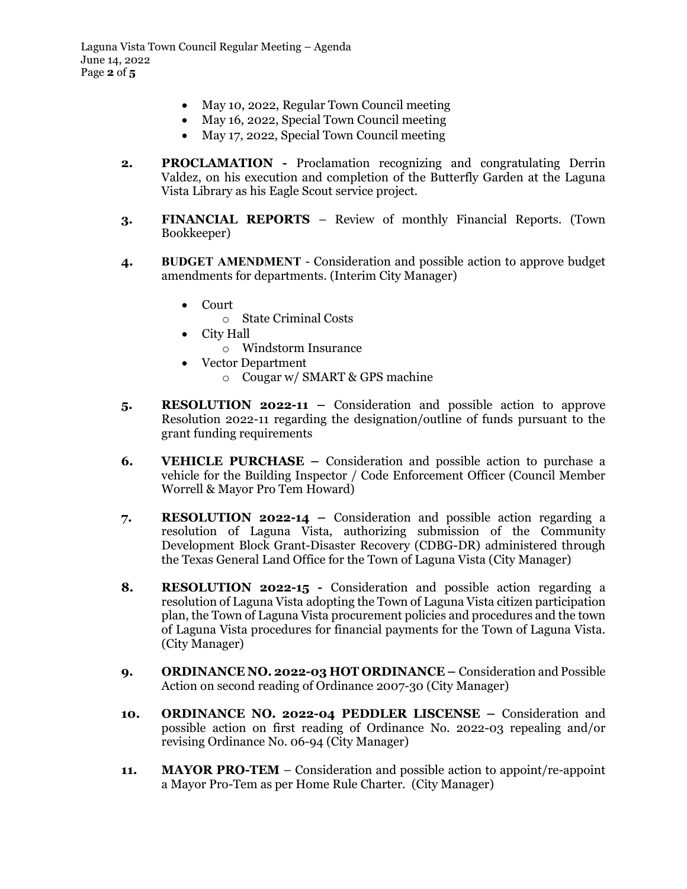- May 10, 2022, Regular Town Council meeting
- May 16, 2022, Special Town Council meeting
- May 17, 2022, Special Town Council meeting

**2.** **PROCLAMATION -** Proclamation recognizing and congratulating Derrin Valdez, on his execution and completion of the Butterfly Garden at the Laguna Vista Library as his Eagle Scout service project.

**3.** **FINANCIAL REPORTS** – Review of monthly Financial Reports. (Town Bookkeeper)

**4.** **BUDGET AMENDMENT** - Consideration and possible action to approve budget amendments for departments. (Interim City Manager)

- Court
  - State Criminal Costs
- City Hall
  - Windstorm Insurance
- Vector Department
  - Cougar w/ SMART & GPS machine

**5.** **RESOLUTION 2022-11 –** Consideration and possible action to approve Resolution 2022-11 regarding the designation/outline of funds pursuant to the grant funding requirements

**6.** **VEHICLE PURCHASE –** Consideration and possible action to purchase a vehicle for the Building Inspector / Code Enforcement Officer (Council Member Worrell & Mayor Pro Tem Howard)

**7.** **RESOLUTION 2022-14 –** Consideration and possible action regarding a resolution of Laguna Vista, authorizing submission of the Community Development Block Grant-Disaster Recovery (CDBG-DR) administered through the Texas General Land Office for the Town of Laguna Vista (City Manager)

**8.** **RESOLUTION 2022-15 -** Consideration and possible action regarding a resolution of Laguna Vista adopting the Town of Laguna Vista citizen participation plan, the Town of Laguna Vista procurement policies and procedures and the town of Laguna Vista procedures for financial payments for the Town of Laguna Vista. (City Manager)

**9.** **ORDINANCE NO. 2022-03 HOT ORDINANCE –** Consideration and Possible Action on second reading of Ordinance 2007-30 (City Manager)

**10.** **ORDINANCE NO. 2022-04 PEDDLER LISCENSE –** Consideration and possible action on first reading of Ordinance No. 2022-03 repealing and/or revising Ordinance No. 06-94 (City Manager)

**11.** **MAYOR PRO-TEM** – Consideration and possible action to appoint/re-appoint a Mayor Pro-Tem as per Home Rule Charter. (City Manager)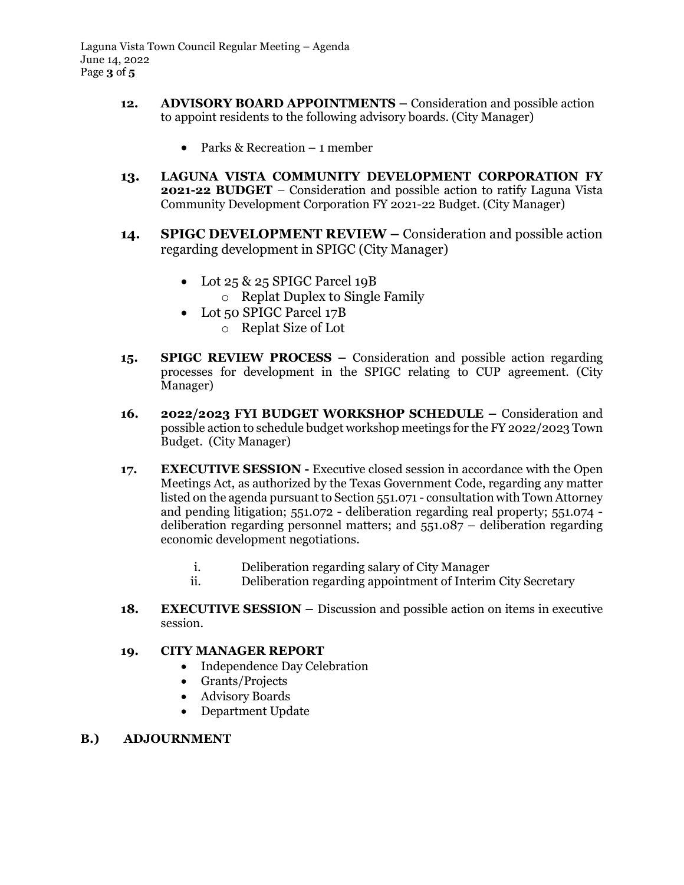12. **ADVISORY BOARD APPOINTMENTS –** Consideration and possible action to appoint residents to the following advisory boards. (City Manager)

    - Parks & Recreation – 1 member

13. **LAGUNA VISTA COMMUNITY DEVELOPMENT CORPORATION FY 2021-22 BUDGET** – Consideration and possible action to ratify Laguna Vista Community Development Corporation FY 2021-22 Budget. (City Manager)

14. **SPIGC DEVELOPMENT REVIEW –** Consideration and possible action regarding development in SPIGC (City Manager)

    - Lot 25 & 25 SPIGC Parcel 19B
      - Replat Duplex to Single Family
    - Lot 50 SPIGC Parcel 17B
      - Replat Size of Lot

15. **SPIGC REVIEW PROCESS –** Consideration and possible action regarding processes for development in the SPIGC relating to CUP agreement. (City Manager)

16. **2022/2023 FYI BUDGET WORKSHOP SCHEDULE –** Consideration and possible action to schedule budget workshop meetings for the FY 2022/2023 Town Budget. (City Manager)

17. **EXECUTIVE SESSION -** Executive closed session in accordance with the Open Meetings Act, as authorized by the Texas Government Code, regarding any matter listed on the agenda pursuant to Section 551.071 - consultation with Town Attorney and pending litigation; 551.072 - deliberation regarding real property; 551.074 - deliberation regarding personnel matters; and 551.087 – deliberation regarding economic development negotiations.

    i. Deliberation regarding salary of City Manager
    ii. Deliberation regarding appointment of Interim City Secretary

18. **EXECUTIVE SESSION –** Discussion and possible action on items in executive session.

19. **CITY MANAGER REPORT**
    - Independence Day Celebration
    - Grants/Projects
    - Advisory Boards
    - Department Update

**B.) ADJOURNMENT**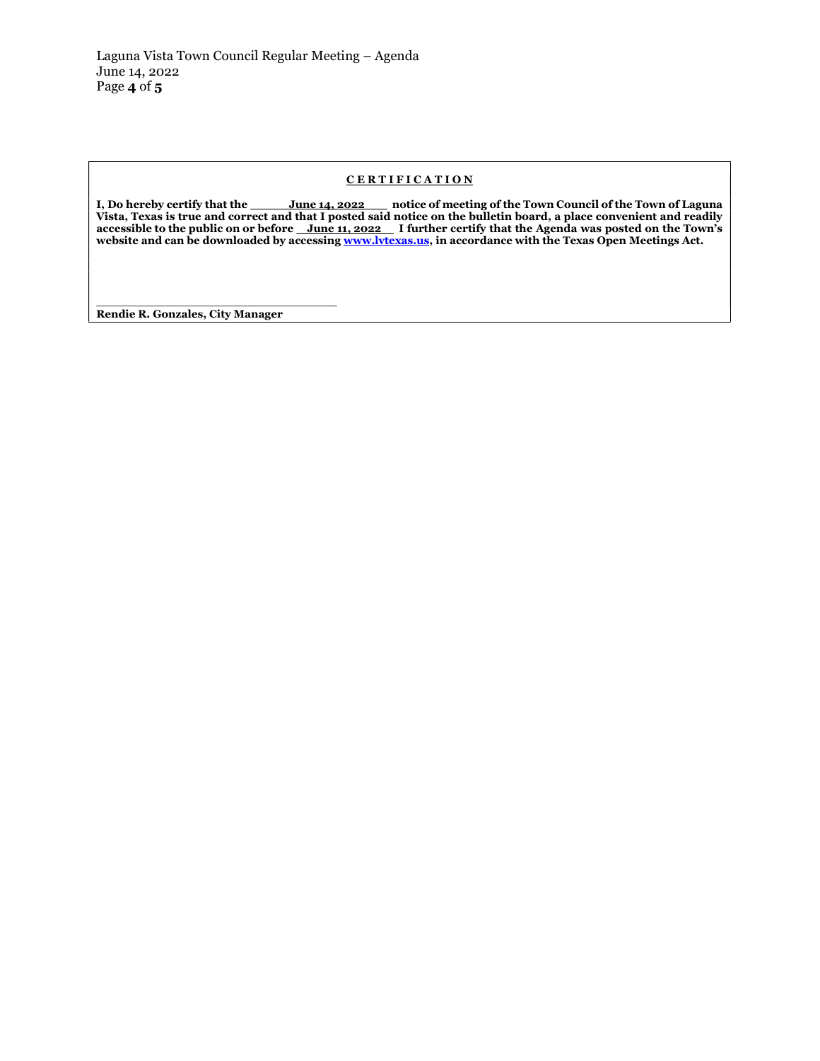## CERTIFICATION

**I, Do hereby certify that the \_\_\_\_\_June 14, 2022\_\_\_\_ notice of meeting of the Town Council of the Town of Laguna Vista, Texas is true and correct and that I posted said notice on the bulletin board, a place convenient and readily accessible to the public on or before \_\_June 11, 2022\_\_ I further certify that the Agenda was posted on the Town's website and can be downloaded by accessing www.lvtexas.us, in accordance with the Texas Open Meetings Act.**

\_\_\_\_\_\_\_\_\_\_\_\_\_\_\_\_\_\_\_\_\_\_\_\_\_\_\_\_\_\_\_\_\_\_

**Rendie R. Gonzales, City Manager**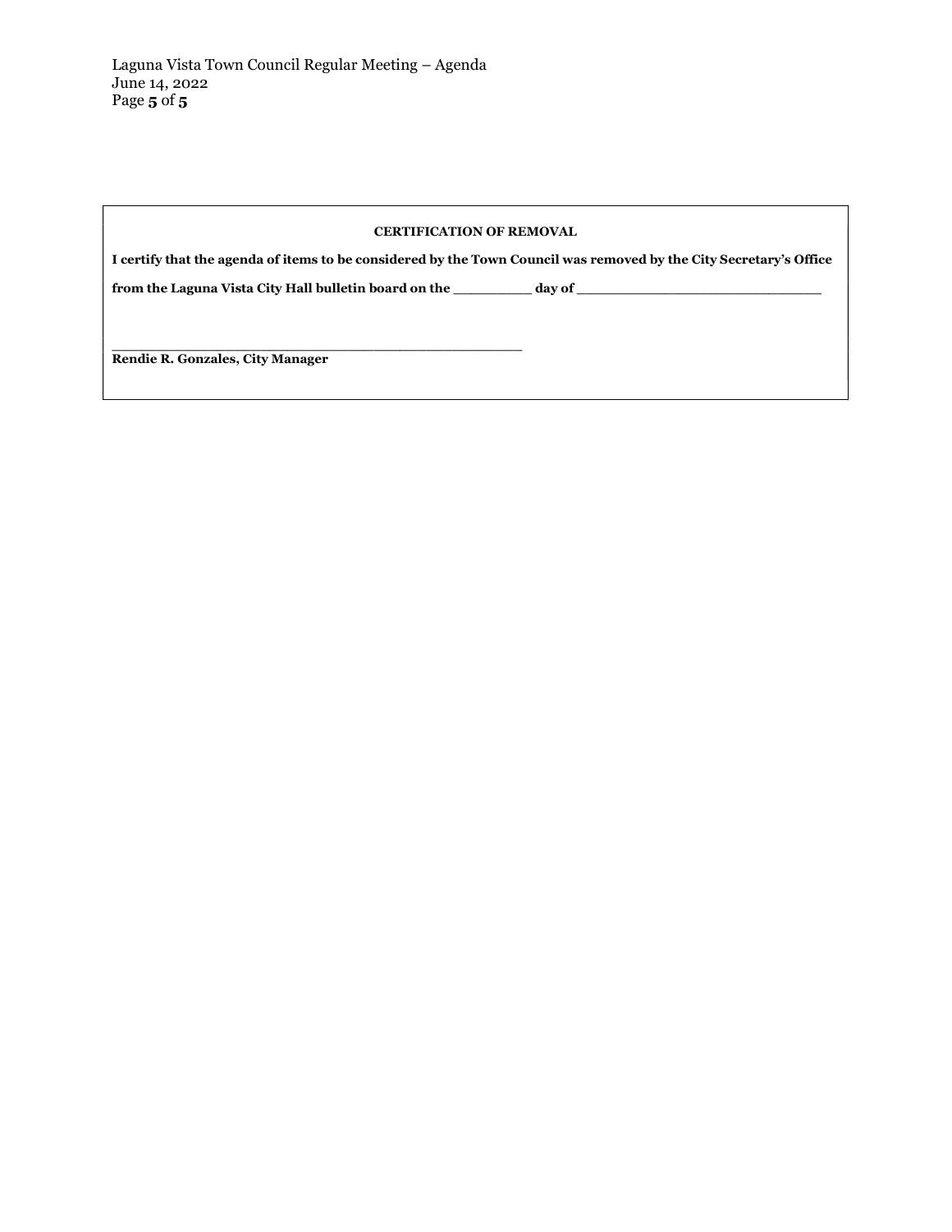**CERTIFICATION OF REMOVAL**

**I certify that the agenda of items to be considered by the Town Council was removed by the City Secretary's Office from the Laguna Vista City Hall bulletin board on the _________ day of ____________________________**

_______________________________________________

**Rendie R. Gonzales, City Manager**